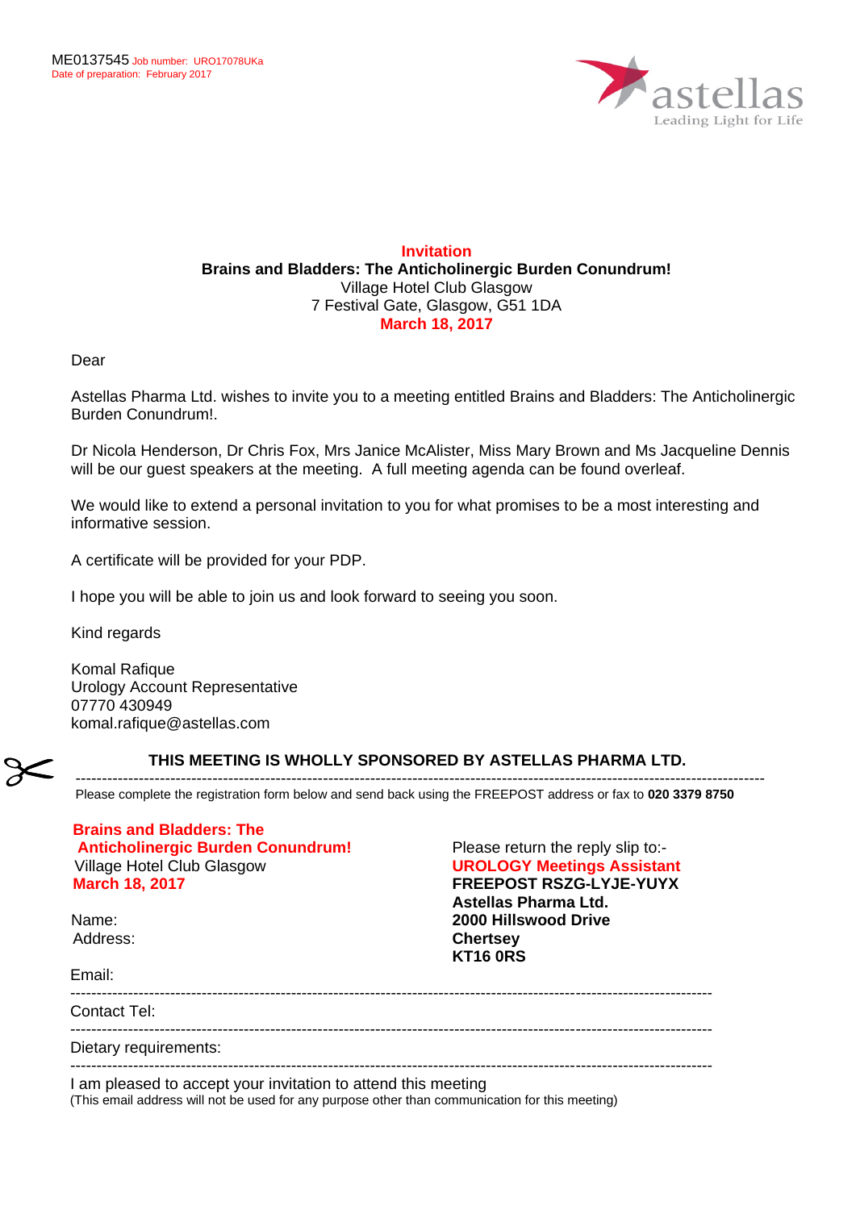ME0137545 Job number: URO17078UKa
Date of preparation: February 2017

astellas
Leading Light for Life

**Invitation**
**Brains and Bladders: The Anticholinergic Burden Conundrum!**
Village Hotel Club Glasgow
7 Festival Gate, Glasgow, G51 1DA
**March 18, 2017**

Dear

Astellas Pharma Ltd. wishes to invite you to a meeting entitled Brains and Bladders: The Anticholinergic Burden Conundrum!.

Dr Nicola Henderson, Dr Chris Fox, Mrs Janice McAlister, Miss Mary Brown and Ms Jacqueline Dennis will be our guest speakers at the meeting. A full meeting agenda can be found overleaf.

We would like to extend a personal invitation to you for what promises to be a most interesting and informative session.

A certificate will be provided for your PDP.

I hope you will be able to join us and look forward to seeing you soon.

Kind regards

Komal Rafique
Urology Account Representative
07770 430949
komal.rafique@astellas.com

**THIS MEETING IS WHOLLY SPONSORED BY ASTELLAS PHARMA LTD.**

---

Please complete the registration form below and send back using the FREEPOST address or fax to **020 3379 8750**

**Brains and Bladders: The Anticholinergic Burden Conundrum!**
Village Hotel Club Glasgow
**March 18, 2017**

Name:
Address:

Please return the reply slip to:-
**UROLOGY Meetings Assistant**
**FREEPOST RSZG-LYJE-YUYX**
**Astellas Pharma Ltd.**
**2000 Hillswood Drive**
**Chertsey**
**KT16 0RS**

Email:

---

Contact Tel:

---

Dietary requirements:

---

I am pleased to accept your invitation to attend this meeting
(This email address will not be used for any purpose other than communication for this meeting)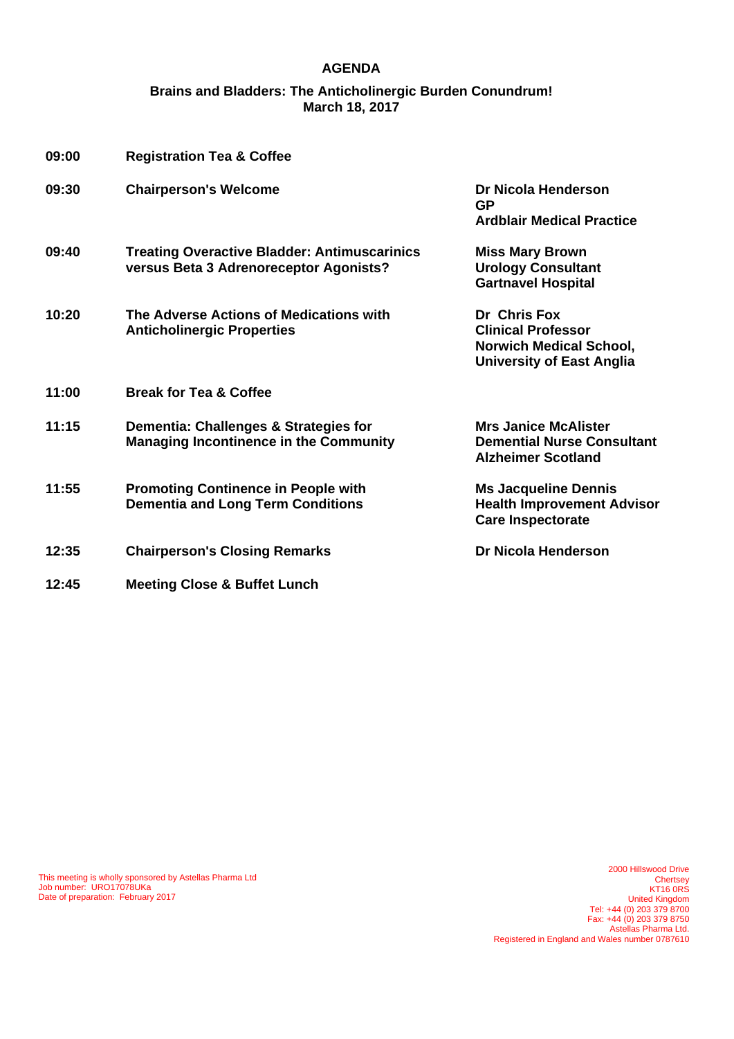# AGENDA

## Brains and Bladders: The Anticholinergic Burden Conundrum!
## March 18, 2017

| | | |
|---|---|---|
| **09:00** | **Registration Tea & Coffee** | |
| **09:30** | **Chairperson's Welcome** | **Dr Nicola Henderson**<br>**GP**<br>**Ardblair Medical Practice** |
| **09:40** | **Treating Overactive Bladder: Antimuscarinics versus Beta 3 Adrenoreceptor Agonists?** | **Miss Mary Brown**<br>**Urology Consultant**<br>**Gartnavel Hospital** |
| **10:20** | **The Adverse Actions of Medications with Anticholinergic Properties** | **Dr Chris Fox**<br>**Clinical Professor**<br>**Norwich Medical School, University of East Anglia** |
| **11:00** | **Break for Tea & Coffee** | |
| **11:15** | **Dementia: Challenges & Strategies for Managing Incontinence in the Community** | **Mrs Janice McAlister**<br>**Demential Nurse Consultant**<br>**Alzheimer Scotland** |
| **11:55** | **Promoting Continence in People with Dementia and Long Term Conditions** | **Ms Jacqueline Dennis**<br>**Health Improvement Advisor**<br>**Care Inspectorate** |
| **12:35** | **Chairperson's Closing Remarks** | **Dr Nicola Henderson** |
| **12:45** | **Meeting Close & Buffet Lunch** | |

This meeting is wholly sponsored by Astellas Pharma Ltd
Job number: URO17078UKa
Date of preparation: February 2017

2000 Hillswood Drive
Chertsey
KT16 0RS
United Kingdom
Tel: +44 (0) 203 379 8700
Fax: +44 (0) 203 379 8750
Astellas Pharma Ltd.
Registered in England and Wales number 0787610